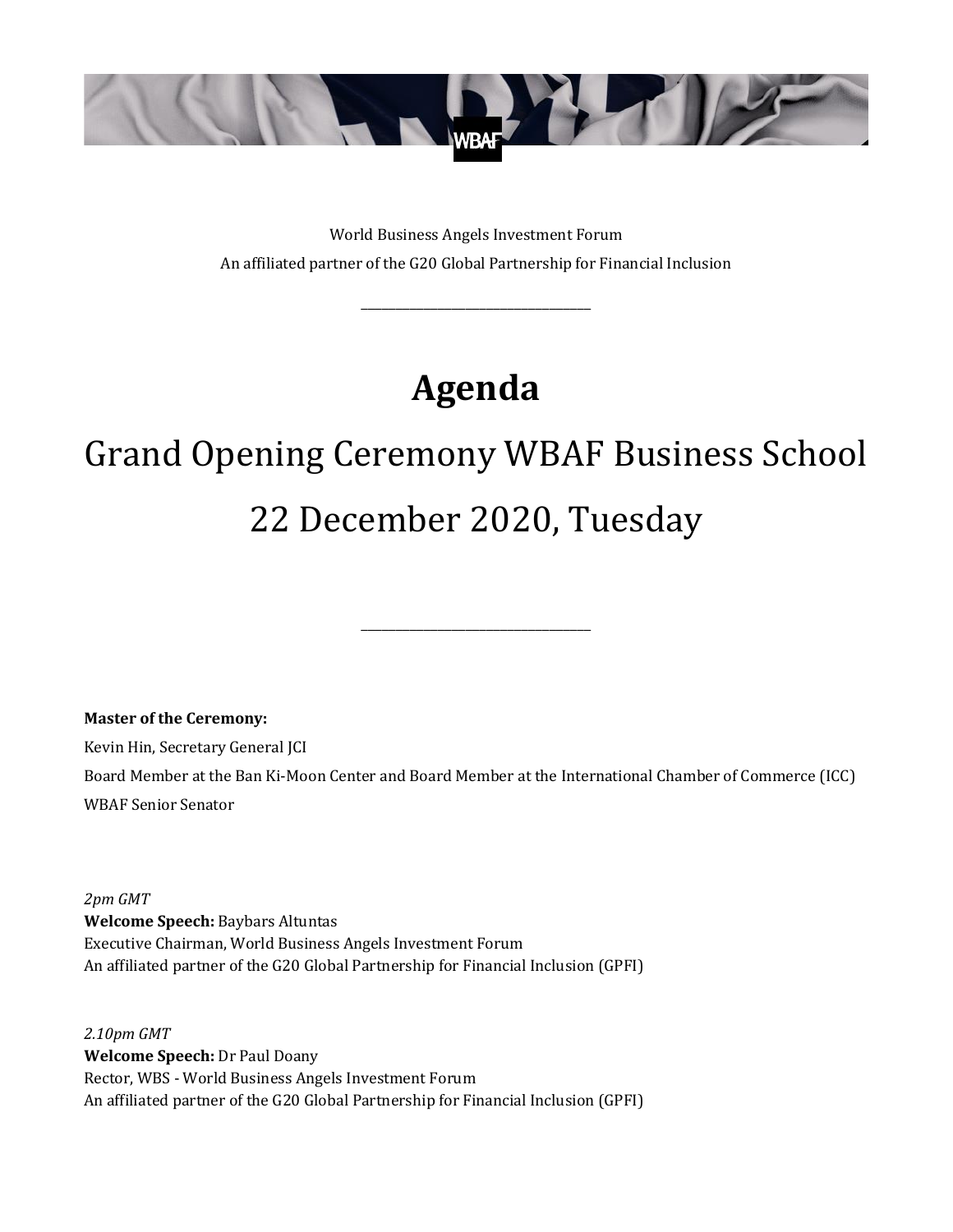World Business Angels Investment Forum

An affiliated partner of the G20 Global Partnership for Financial Inclusion

---

# Agenda

## Grand Opening Ceremony WBAF Business School

## 22 December 2020, Tuesday

---

**Master of the Ceremony:**

Kevin Hin, Secretary General JCI

Board Member at the Ban Ki-Moon Center and Board Member at the International Chamber of Commerce (ICC)

WBAF Senior Senator

*2pm GMT*
**Welcome Speech:** Baybars Altuntas
Executive Chairman, World Business Angels Investment Forum
An affiliated partner of the G20 Global Partnership for Financial Inclusion (GPFI)

*2.10pm GMT*
**Welcome Speech:** Dr Paul Doany
Rector, WBS - World Business Angels Investment Forum
An affiliated partner of the G20 Global Partnership for Financial Inclusion (GPFI)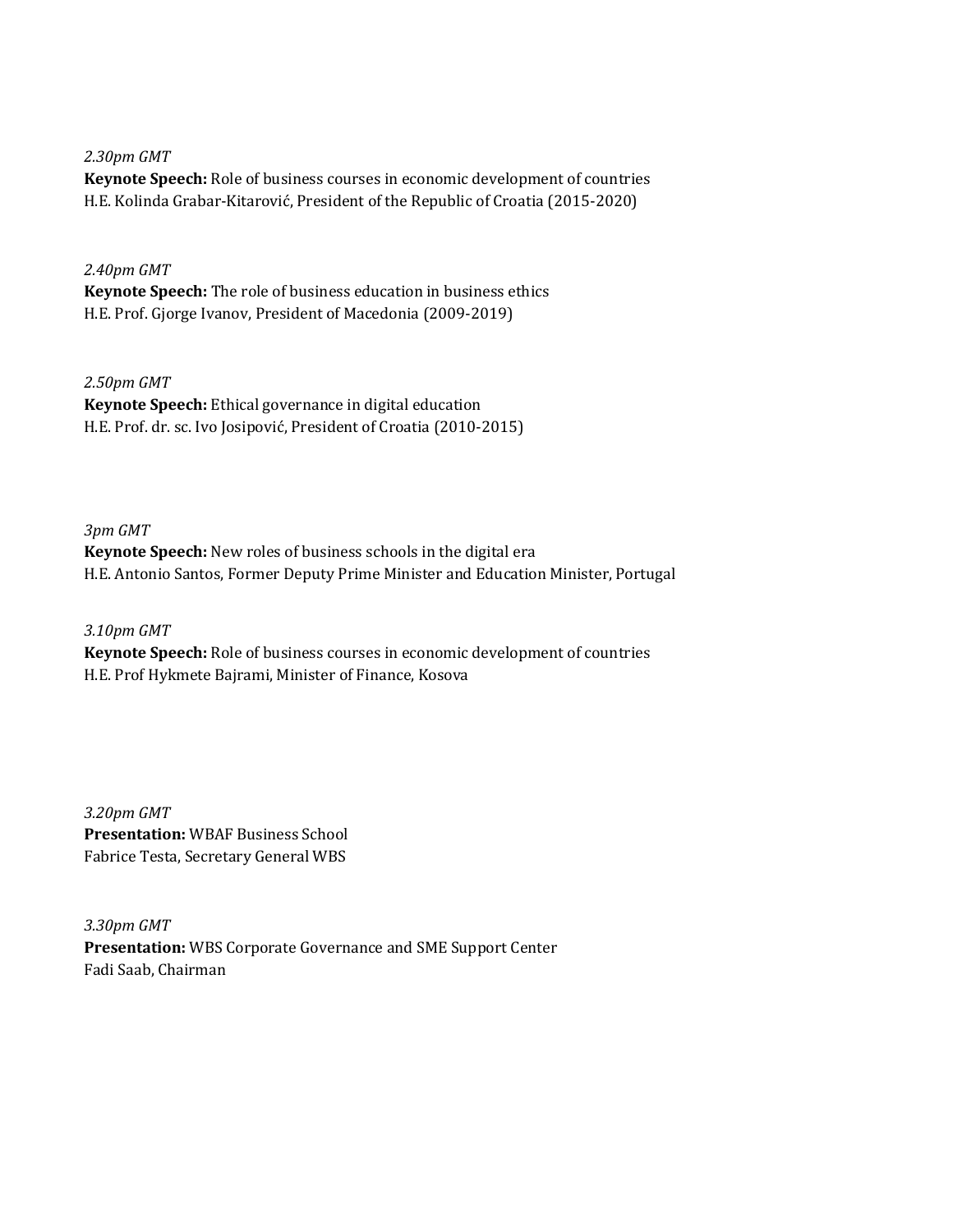*2.30pm GMT*
**Keynote Speech:** Role of business courses in economic development of countries
H.E. Kolinda Grabar-Kitarović, President of the Republic of Croatia (2015-2020)

*2.40pm GMT*
**Keynote Speech:** The role of business education in business ethics
H.E. Prof. Gjorge Ivanov, President of Macedonia (2009-2019)

*2.50pm GMT*
**Keynote Speech:** Ethical governance in digital education
H.E. Prof. dr. sc. Ivo Josipović, President of Croatia (2010-2015)

*3pm GMT*
**Keynote Speech:** New roles of business schools in the digital era
H.E. Antonio Santos, Former Deputy Prime Minister and Education Minister, Portugal

*3.10pm GMT*
**Keynote Speech:** Role of business courses in economic development of countries
H.E. Prof Hykmete Bajrami, Minister of Finance, Kosova

*3.20pm GMT*
**Presentation:** WBAF Business School
Fabrice Testa, Secretary General WBS

*3.30pm GMT*
**Presentation:** WBS Corporate Governance and SME Support Center
Fadi Saab, Chairman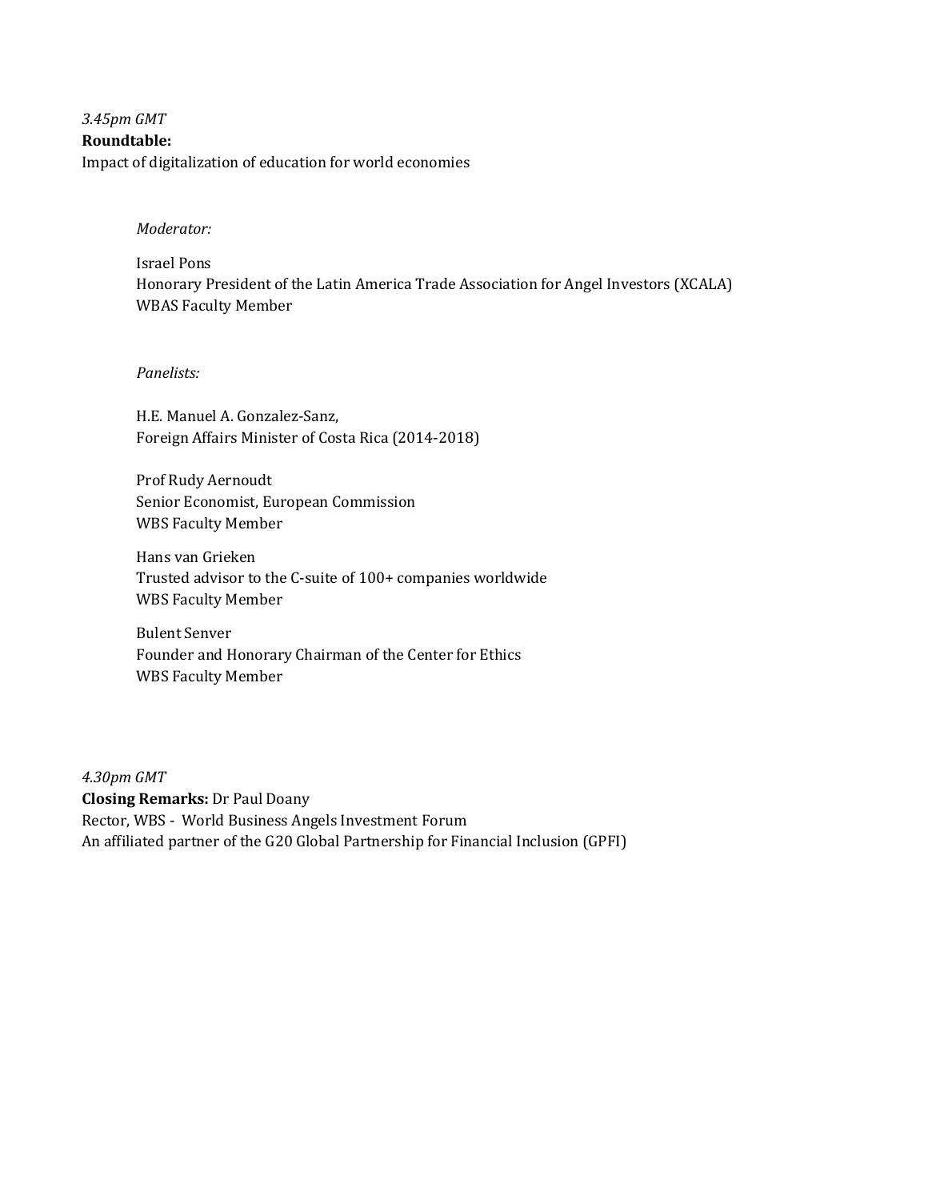*3.45pm GMT*

**Roundtable:**

Impact of digitalization of education for world economies

*Moderator:*

Israel Pons
Honorary President of the Latin America Trade Association for Angel Investors (XCALA)
WBAS Faculty Member

*Panelists:*

H.E. Manuel A. Gonzalez-Sanz,
Foreign Affairs Minister of Costa Rica (2014-2018)

Prof Rudy Aernoudt
Senior Economist, European Commission
WBS Faculty Member

Hans van Grieken
Trusted advisor to the C-suite of 100+ companies worldwide
WBS Faculty Member

Bulent Senver
Founder and Honorary Chairman of the Center for Ethics
WBS Faculty Member

*4.30pm GMT*

**Closing Remarks:** Dr Paul Doany
Rector, WBS - World Business Angels Investment Forum
An affiliated partner of the G20 Global Partnership for Financial Inclusion (GPFI)